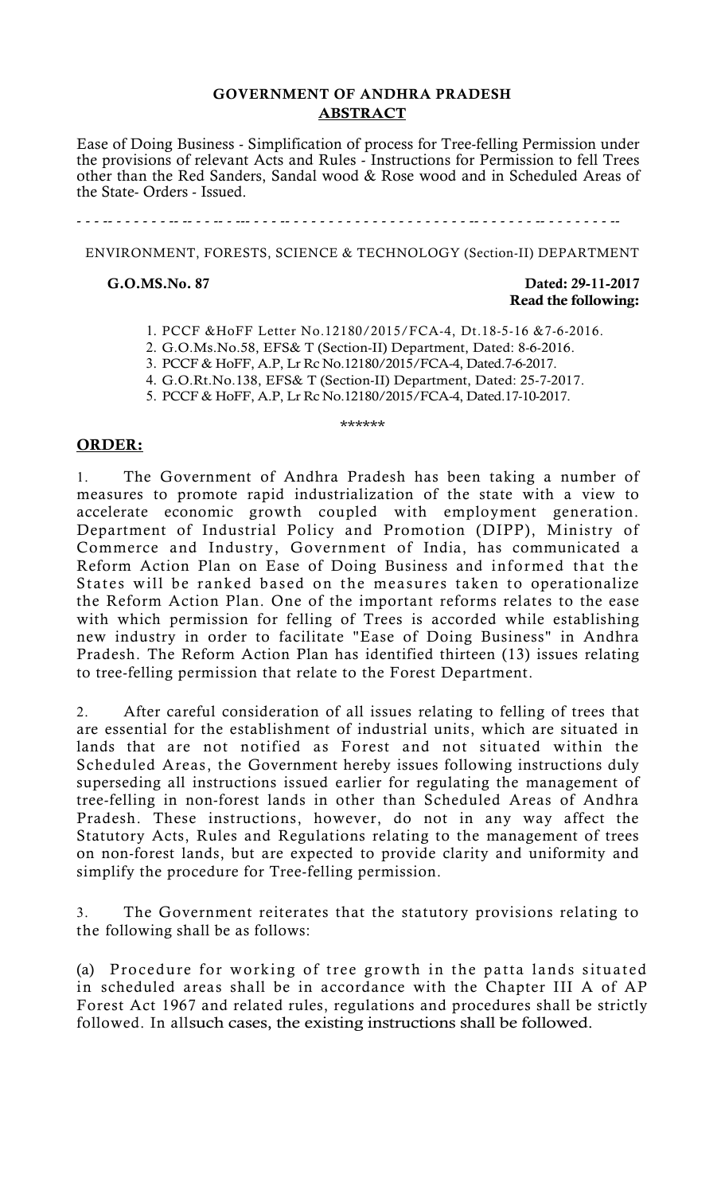**GOVERNMENT OF ANDHRA PRADESH**
**ABSTRACT**

Ease of Doing Business - Simplification of process for Tree-felling Permission under the provisions of relevant Acts and Rules - Instructions for Permission to fell Trees other than the Red Sanders, Sandal wood & Rose wood and in Scheduled Areas of the State- Orders - Issued.

---

ENVIRONMENT, FORESTS, SCIENCE & TECHNOLOGY (Section-II) DEPARTMENT

**G.O.MS.No. 87** **Dated: 29-11-2017**
**Read the following:**

1. PCCF &HoFF Letter No.12180/2015/FCA-4, Dt.18-5-16 &7-6-2016.
2. G.O.Ms.No.58, EFS& T (Section-II) Department, Dated: 8-6-2016.
3. PCCF & HoFF, A.P, Lr Rc No.12180/2015/FCA-4, Dated.7-6-2017.
4. G.O.Rt.No.138, EFS& T (Section-II) Department, Dated: 25-7-2017.
5. PCCF & HoFF, A.P, Lr Rc No.12180/2015/FCA-4, Dated.17-10-2017.

\*\*\*\*\*\*

**ORDER:**

1. The Government of Andhra Pradesh has been taking a number of measures to promote rapid industrialization of the state with a view to accelerate economic growth coupled with employment generation. Department of Industrial Policy and Promotion (DIPP), Ministry of Commerce and Industry, Government of India, has communicated a Reform Action Plan on Ease of Doing Business and informed that the States will be ranked based on the measures taken to operationalize the Reform Action Plan. One of the important reforms relates to the ease with which permission for felling of Trees is accorded while establishing new industry in order to facilitate "Ease of Doing Business" in Andhra Pradesh. The Reform Action Plan has identified thirteen (13) issues relating to tree-felling permission that relate to the Forest Department.

2. After careful consideration of all issues relating to felling of trees that are essential for the establishment of industrial units, which are situated in lands that are not notified as Forest and not situated within the Scheduled Areas, the Government hereby issues following instructions duly superseding all instructions issued earlier for regulating the management of tree-felling in non-forest lands in other than Scheduled Areas of Andhra Pradesh. These instructions, however, do not in any way affect the Statutory Acts, Rules and Regulations relating to the management of trees on non-forest lands, but are expected to provide clarity and uniformity and simplify the procedure for Tree-felling permission.

3. The Government reiterates that the statutory provisions relating to the following shall be as follows:

(a) Procedure for working of tree growth in the patta lands situated in scheduled areas shall be in accordance with the Chapter III A of AP Forest Act 1967 and related rules, regulations and procedures shall be strictly followed. In allsuch cases, the existing instructions shall be followed.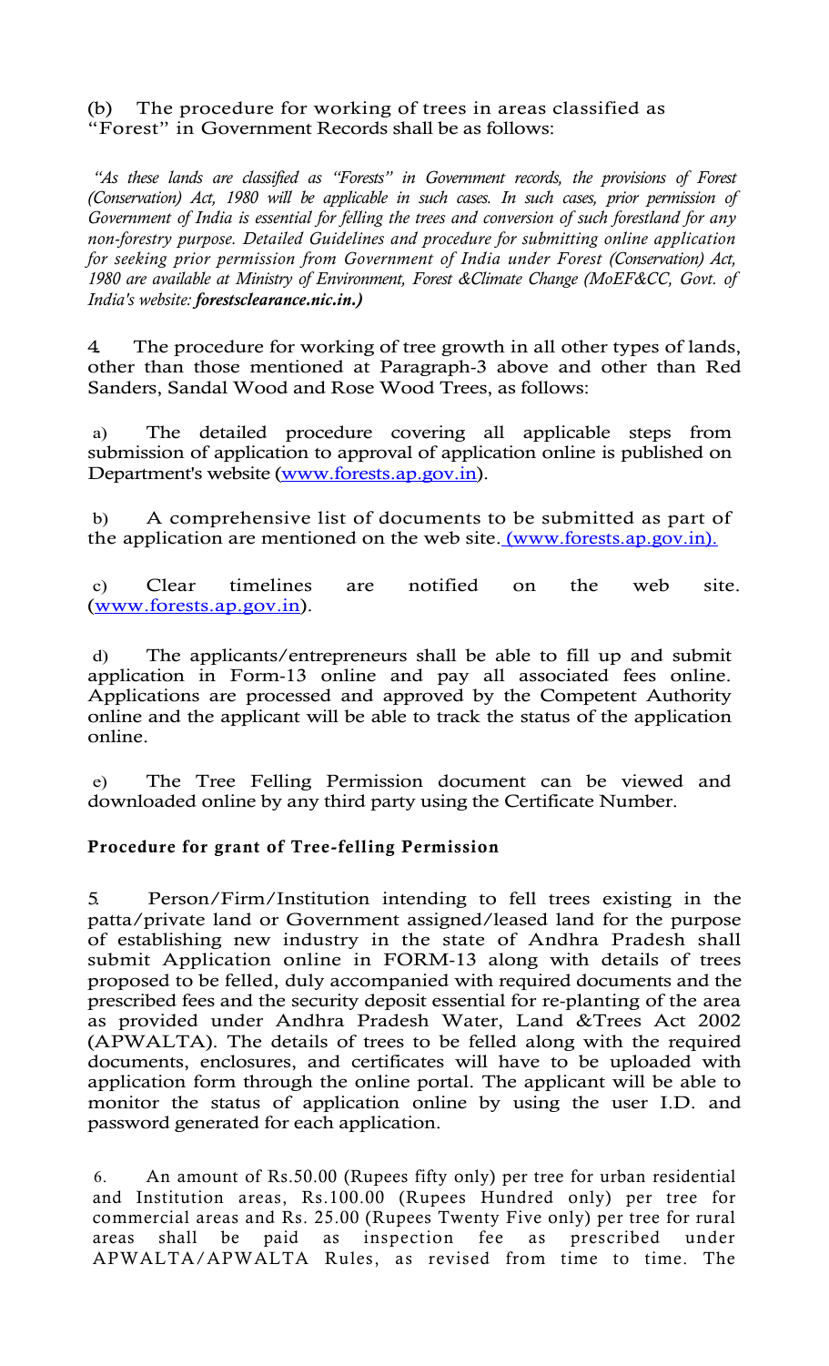(b) The procedure for working of trees in areas classified as "Forest" in Government Records shall be as follows:

*"As these lands are classified as "Forests" in Government records, the provisions of Forest (Conservation) Act, 1980 will be applicable in such cases. In such cases, prior permission of Government of India is essential for felling the trees and conversion of such forestland for any non-forestry purpose. Detailed Guidelines and procedure for submitting online application for seeking prior permission from Government of India under Forest (Conservation) Act, 1980 are available at Ministry of Environment, Forest &Climate Change (MoEF&CC, Govt. of India's website:* ***forestsclearance.nic.in.)***

4. The procedure for working of tree growth in all other types of lands, other than those mentioned at Paragraph-3 above and other than Red Sanders, Sandal Wood and Rose Wood Trees, as follows:

a) The detailed procedure covering all applicable steps from submission of application to approval of application online is published on Department's website (www.forests.ap.gov.in).

b) A comprehensive list of documents to be submitted as part of the application are mentioned on the web site. (www.forests.ap.gov.in).

c) Clear timelines are notified on the web site. (www.forests.ap.gov.in).

d) The applicants/entrepreneurs shall be able to fill up and submit application in Form-13 online and pay all associated fees online. Applications are processed and approved by the Competent Authority online and the applicant will be able to track the status of the application online.

e) The Tree Felling Permission document can be viewed and downloaded online by any third party using the Certificate Number.

**Procedure for grant of Tree-felling Permission**

5. Person/Firm/Institution intending to fell trees existing in the patta/private land or Government assigned/leased land for the purpose of establishing new industry in the state of Andhra Pradesh shall submit Application online in FORM-13 along with details of trees proposed to be felled, duly accompanied with required documents and the prescribed fees and the security deposit essential for re-planting of the area as provided under Andhra Pradesh Water, Land &Trees Act 2002 (APWALTA). The details of trees to be felled along with the required documents, enclosures, and certificates will have to be uploaded with application form through the online portal. The applicant will be able to monitor the status of application online by using the user I.D. and password generated for each application.

6. An amount of Rs.50.00 (Rupees fifty only) per tree for urban residential and Institution areas, Rs.100.00 (Rupees Hundred only) per tree for commercial areas and Rs. 25.00 (Rupees Twenty Five only) per tree for rural areas shall be paid as inspection fee as prescribed under APWALTA/APWALTA Rules, as revised from time to time. The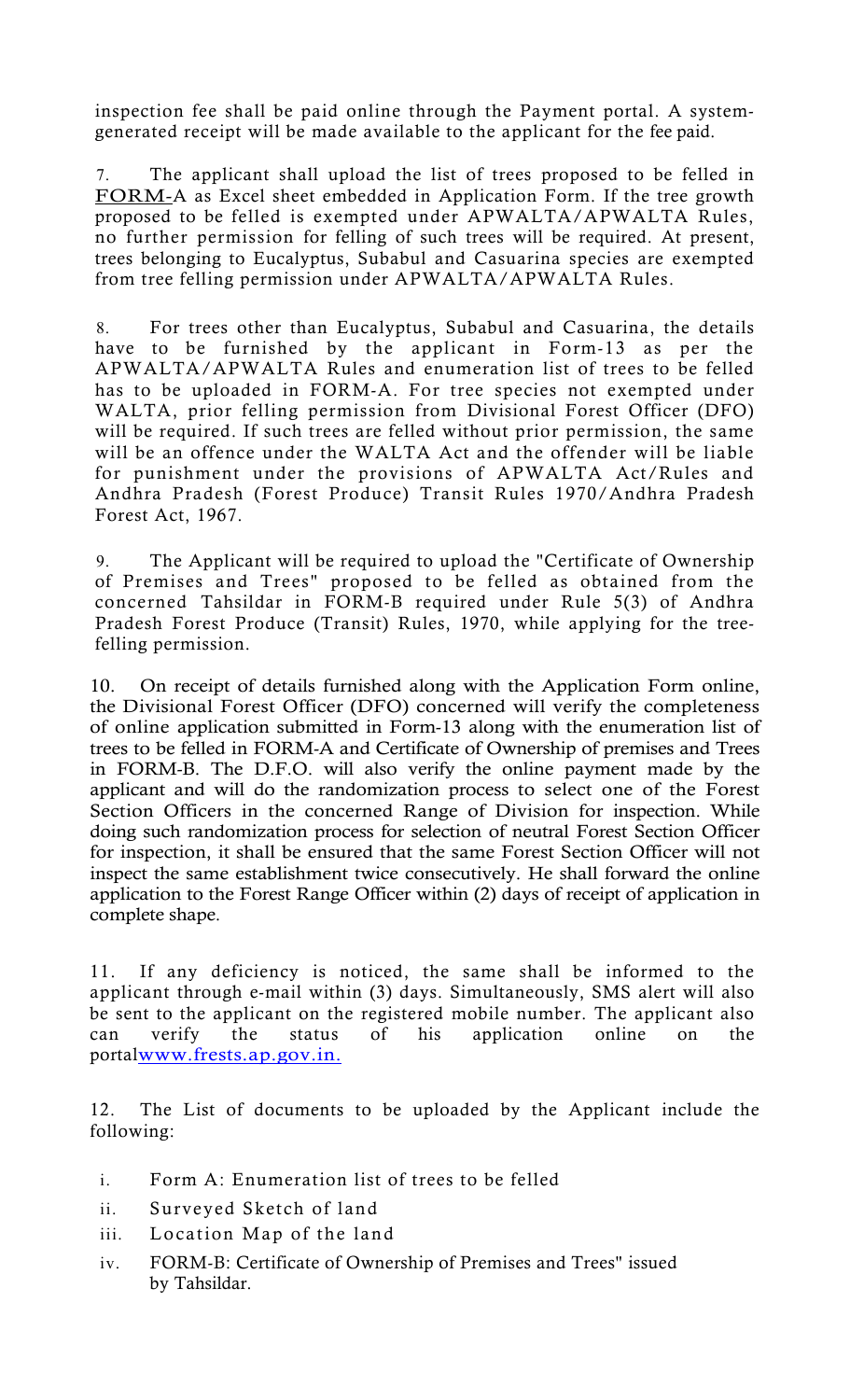inspection fee shall be paid online through the Payment portal. A system-generated receipt will be made available to the applicant for the fee paid.

7. The applicant shall upload the list of trees proposed to be felled in FORM-A as Excel sheet embedded in Application Form. If the tree growth proposed to be felled is exempted under APWALTA/APWALTA Rules, no further permission for felling of such trees will be required. At present, trees belonging to Eucalyptus, Subabul and Casuarina species are exempted from tree felling permission under APWALTA/APWALTA Rules.

8. For trees other than Eucalyptus, Subabul and Casuarina, the details have to be furnished by the applicant in Form-13 as per the APWALTA/APWALTA Rules and enumeration list of trees to be felled has to be uploaded in FORM-A. For tree species not exempted under WALTA, prior felling permission from Divisional Forest Officer (DFO) will be required. If such trees are felled without prior permission, the same will be an offence under the WALTA Act and the offender will be liable for punishment under the provisions of APWALTA Act/Rules and Andhra Pradesh (Forest Produce) Transit Rules 1970/Andhra Pradesh Forest Act, 1967.

9. The Applicant will be required to upload the "Certificate of Ownership of Premises and Trees" proposed to be felled as obtained from the concerned Tahsildar in FORM-B required under Rule 5(3) of Andhra Pradesh Forest Produce (Transit) Rules, 1970, while applying for the tree-felling permission.

10. On receipt of details furnished along with the Application Form online, the Divisional Forest Officer (DFO) concerned will verify the completeness of online application submitted in Form-13 along with the enumeration list of trees to be felled in FORM-A and Certificate of Ownership of premises and Trees in FORM-B. The D.F.O. will also verify the online payment made by the applicant and will do the randomization process to select one of the Forest Section Officers in the concerned Range of Division for inspection. While doing such randomization process for selection of neutral Forest Section Officer for inspection, it shall be ensured that the same Forest Section Officer will not inspect the same establishment twice consecutively. He shall forward the online application to the Forest Range Officer within (2) days of receipt of application in complete shape.

11. If any deficiency is noticed, the same shall be informed to the applicant through e-mail within (3) days. Simultaneously, SMS alert will also be sent to the applicant on the registered mobile number. The applicant also can verify the status of his application online on the portalwww.frests.ap.gov.in.

12. The List of documents to be uploaded by the Applicant include the following:

i. Form A: Enumeration list of trees to be felled
ii. Surveyed Sketch of land
iii. Location Map of the land
iv. FORM-B: Certificate of Ownership of Premises and Trees" issued by Tahsildar.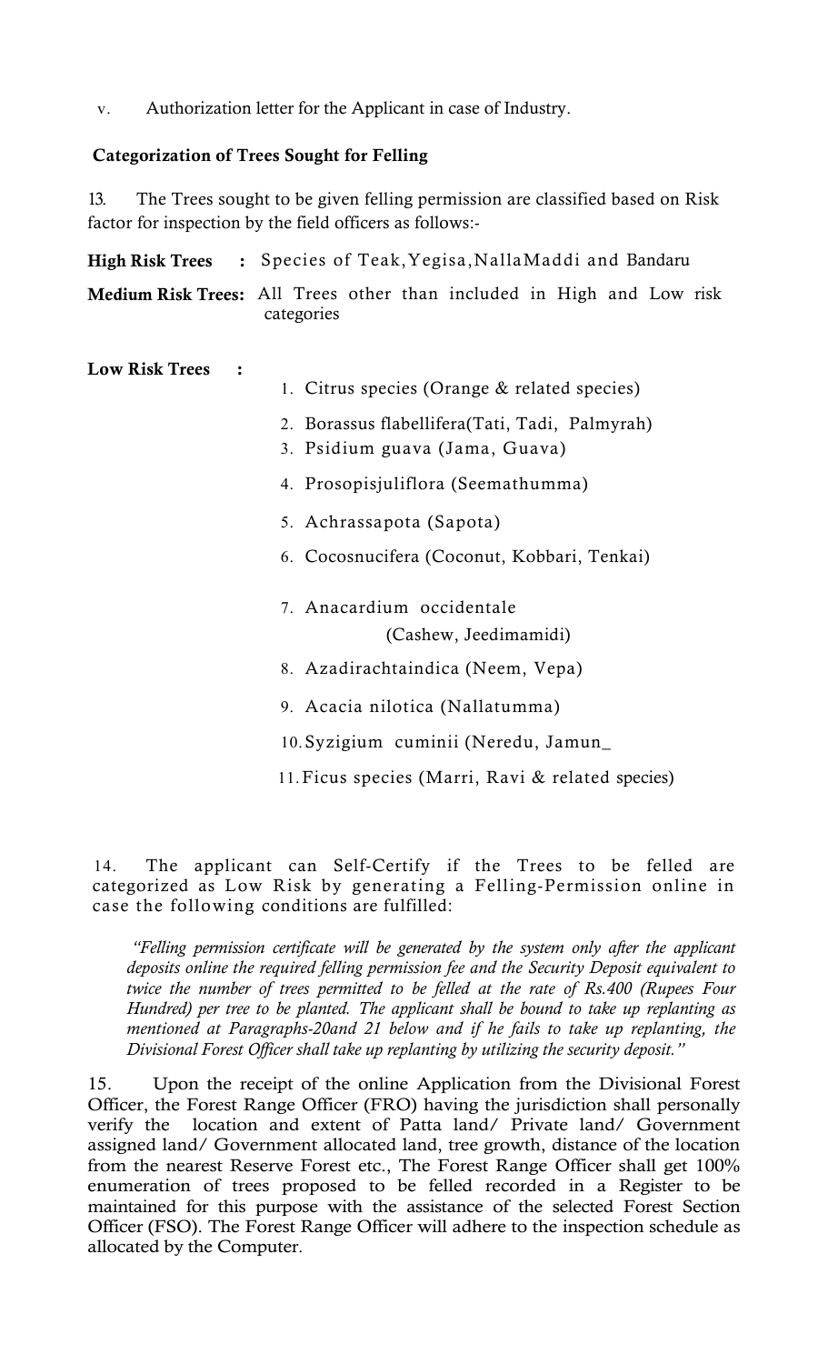v. Authorization letter for the Applicant in case of Industry.

**Categorization of Trees Sought for Felling**

13. The Trees sought to be given felling permission are classified based on Risk factor for inspection by the field officers as follows:-

**High Risk Trees :** Species of Teak, Yegisa, NallaMaddi and Bandaru

**Medium Risk Trees:** All Trees other than included in High and Low risk categories

**Low Risk Trees :**

1. Citrus species (Orange & related species)
2. Borassus flabellifera(Tati, Tadi, Palmyrah)
3. Psidium guava (Jama, Guava)
4. Prosopisjuliflora (Seemathumma)
5. Achrassapota (Sapota)
6. Cocosnucifera (Coconut, Kobbari, Tenkai)
7. Anacardium occidentale (Cashew, Jeedimamidi)
8. Azadirachtaindica (Neem, Vepa)
9. Acacia nilotica (Nallatumma)
10. Syzigium cuminii (Neredu, Jamun_
11. Ficus species (Marri, Ravi & related species)

14. The applicant can Self-Certify if the Trees to be felled are categorized as Low Risk by generating a Felling-Permission online in case the following conditions are fulfilled:

*"Felling permission certificate will be generated by the system only after the applicant deposits online the required felling permission fee and the Security Deposit equivalent to twice the number of trees permitted to be felled at the rate of Rs.400 (Rupees Four Hundred) per tree to be planted. The applicant shall be bound to take up replanting as mentioned at Paragraphs-20and 21 below and if he fails to take up replanting, the Divisional Forest Officer shall take up replanting by utilizing the security deposit."*

15. Upon the receipt of the online Application from the Divisional Forest Officer, the Forest Range Officer (FRO) having the jurisdiction shall personally verify the location and extent of Patta land/ Private land/ Government assigned land/ Government allocated land, tree growth, distance of the location from the nearest Reserve Forest etc., The Forest Range Officer shall get 100% enumeration of trees proposed to be felled recorded in a Register to be maintained for this purpose with the assistance of the selected Forest Section Officer (FSO). The Forest Range Officer will adhere to the inspection schedule as allocated by the Computer.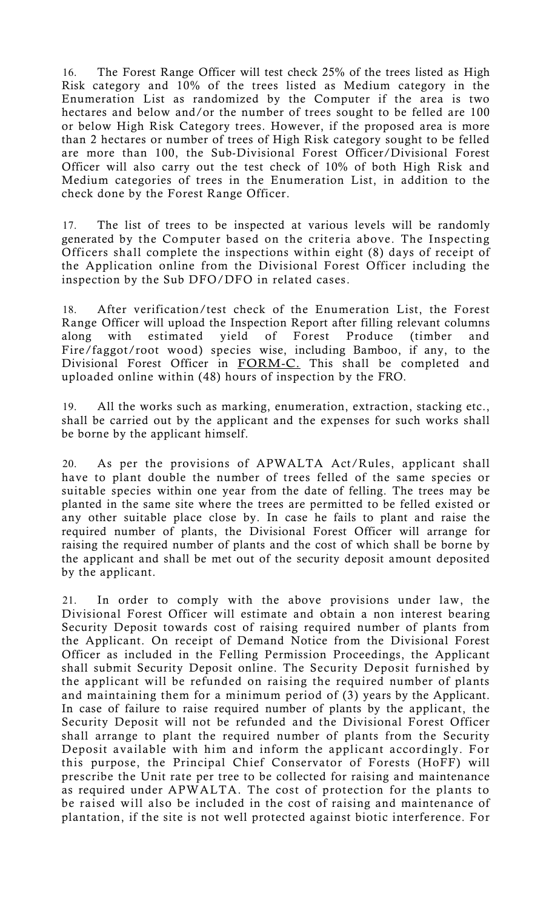16. The Forest Range Officer will test check 25% of the trees listed as High Risk category and 10% of the trees listed as Medium category in the Enumeration List as randomized by the Computer if the area is two hectares and below and/or the number of trees sought to be felled are 100 or below High Risk Category trees. However, if the proposed area is more than 2 hectares or number of trees of High Risk category sought to be felled are more than 100, the Sub-Divisional Forest Officer/Divisional Forest Officer will also carry out the test check of 10% of both High Risk and Medium categories of trees in the Enumeration List, in addition to the check done by the Forest Range Officer.

17. The list of trees to be inspected at various levels will be randomly generated by the Computer based on the criteria above. The Inspecting Officers shall complete the inspections within eight (8) days of receipt of the Application online from the Divisional Forest Officer including the inspection by the Sub DFO/DFO in related cases.

18. After verification/test check of the Enumeration List, the Forest Range Officer will upload the Inspection Report after filling relevant columns along with estimated yield of Forest Produce (timber and Fire/faggot/root wood) species wise, including Bamboo, if any, to the Divisional Forest Officer in FORM-C. This shall be completed and uploaded online within (48) hours of inspection by the FRO.

19. All the works such as marking, enumeration, extraction, stacking etc., shall be carried out by the applicant and the expenses for such works shall be borne by the applicant himself.

20. As per the provisions of APWALTA Act/Rules, applicant shall have to plant double the number of trees felled of the same species or suitable species within one year from the date of felling. The trees may be planted in the same site where the trees are permitted to be felled existed or any other suitable place close by. In case he fails to plant and raise the required number of plants, the Divisional Forest Officer will arrange for raising the required number of plants and the cost of which shall be borne by the applicant and shall be met out of the security deposit amount deposited by the applicant.

21. In order to comply with the above provisions under law, the Divisional Forest Officer will estimate and obtain a non interest bearing Security Deposit towards cost of raising required number of plants from the Applicant. On receipt of Demand Notice from the Divisional Forest Officer as included in the Felling Permission Proceedings, the Applicant shall submit Security Deposit online. The Security Deposit furnished by the applicant will be refunded on raising the required number of plants and maintaining them for a minimum period of (3) years by the Applicant. In case of failure to raise required number of plants by the applicant, the Security Deposit will not be refunded and the Divisional Forest Officer shall arrange to plant the required number of plants from the Security Deposit available with him and inform the applicant accordingly. For this purpose, the Principal Chief Conservator of Forests (HoFF) will prescribe the Unit rate per tree to be collected for raising and maintenance as required under APWALTA. The cost of protection for the plants to be raised will also be included in the cost of raising and maintenance of plantation, if the site is not well protected against biotic interference. For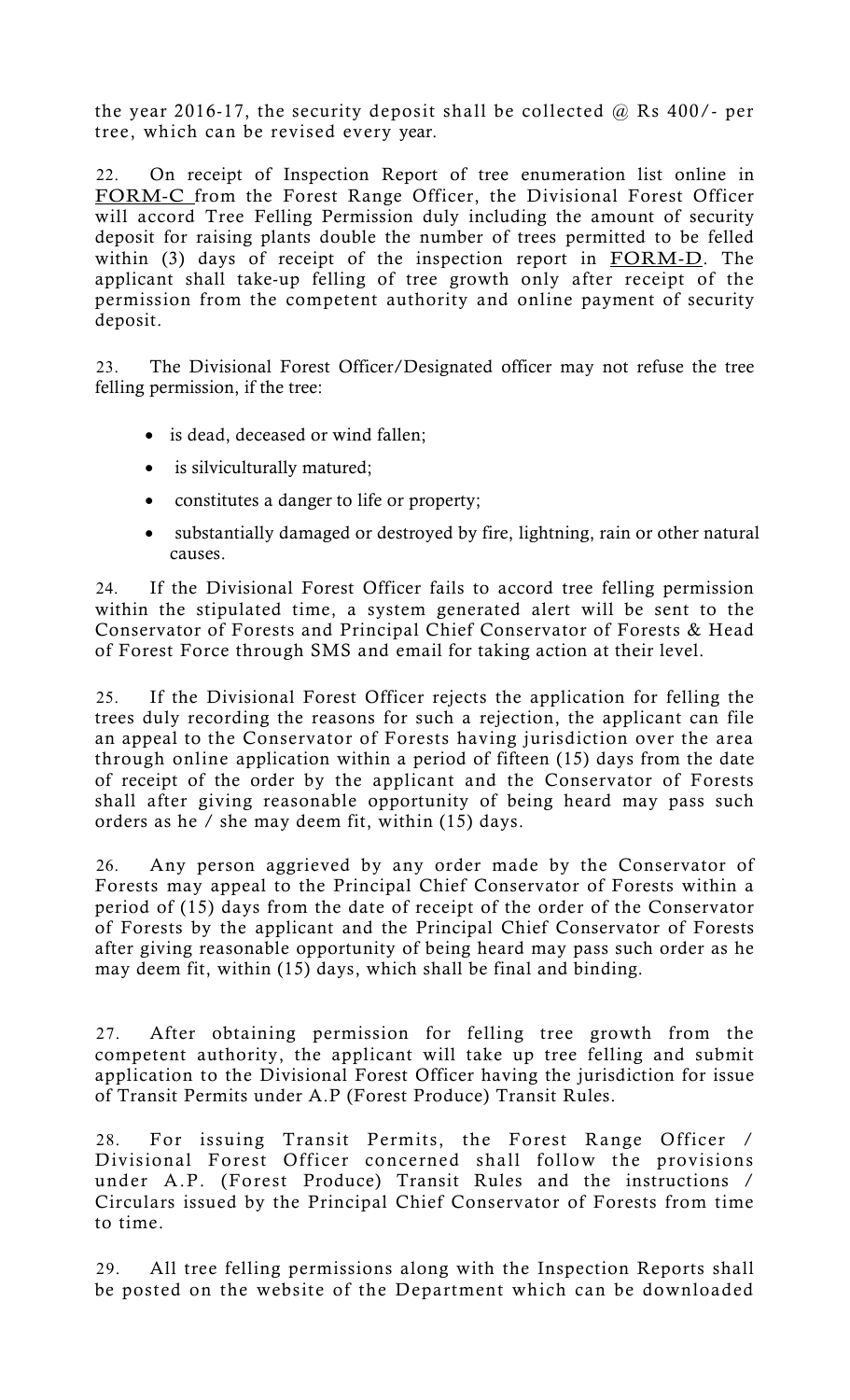the year 2016-17, the security deposit shall be collected @ Rs 400/- per tree, which can be revised every year.

22. On receipt of Inspection Report of tree enumeration list online in FORM-C from the Forest Range Officer, the Divisional Forest Officer will accord Tree Felling Permission duly including the amount of security deposit for raising plants double the number of trees permitted to be felled within (3) days of receipt of the inspection report in FORM-D. The applicant shall take-up felling of tree growth only after receipt of the permission from the competent authority and online payment of security deposit.

23. The Divisional Forest Officer/Designated officer may not refuse the tree felling permission, if the tree:

- is dead, deceased or wind fallen;
- is silviculturally matured;
- constitutes a danger to life or property;
- substantially damaged or destroyed by fire, lightning, rain or other natural causes.

24. If the Divisional Forest Officer fails to accord tree felling permission within the stipulated time, a system generated alert will be sent to the Conservator of Forests and Principal Chief Conservator of Forests & Head of Forest Force through SMS and email for taking action at their level.

25. If the Divisional Forest Officer rejects the application for felling the trees duly recording the reasons for such a rejection, the applicant can file an appeal to the Conservator of Forests having jurisdiction over the area through online application within a period of fifteen (15) days from the date of receipt of the order by the applicant and the Conservator of Forests shall after giving reasonable opportunity of being heard may pass such orders as he / she may deem fit, within (15) days.

26. Any person aggrieved by any order made by the Conservator of Forests may appeal to the Principal Chief Conservator of Forests within a period of (15) days from the date of receipt of the order of the Conservator of Forests by the applicant and the Principal Chief Conservator of Forests after giving reasonable opportunity of being heard may pass such order as he may deem fit, within (15) days, which shall be final and binding.

27. After obtaining permission for felling tree growth from the competent authority, the applicant will take up tree felling and submit application to the Divisional Forest Officer having the jurisdiction for issue of Transit Permits under A.P (Forest Produce) Transit Rules.

28. For issuing Transit Permits, the Forest Range Officer / Divisional Forest Officer concerned shall follow the provisions under A.P. (Forest Produce) Transit Rules and the instructions / Circulars issued by the Principal Chief Conservator of Forests from time to time.

29. All tree felling permissions along with the Inspection Reports shall be posted on the website of the Department which can be downloaded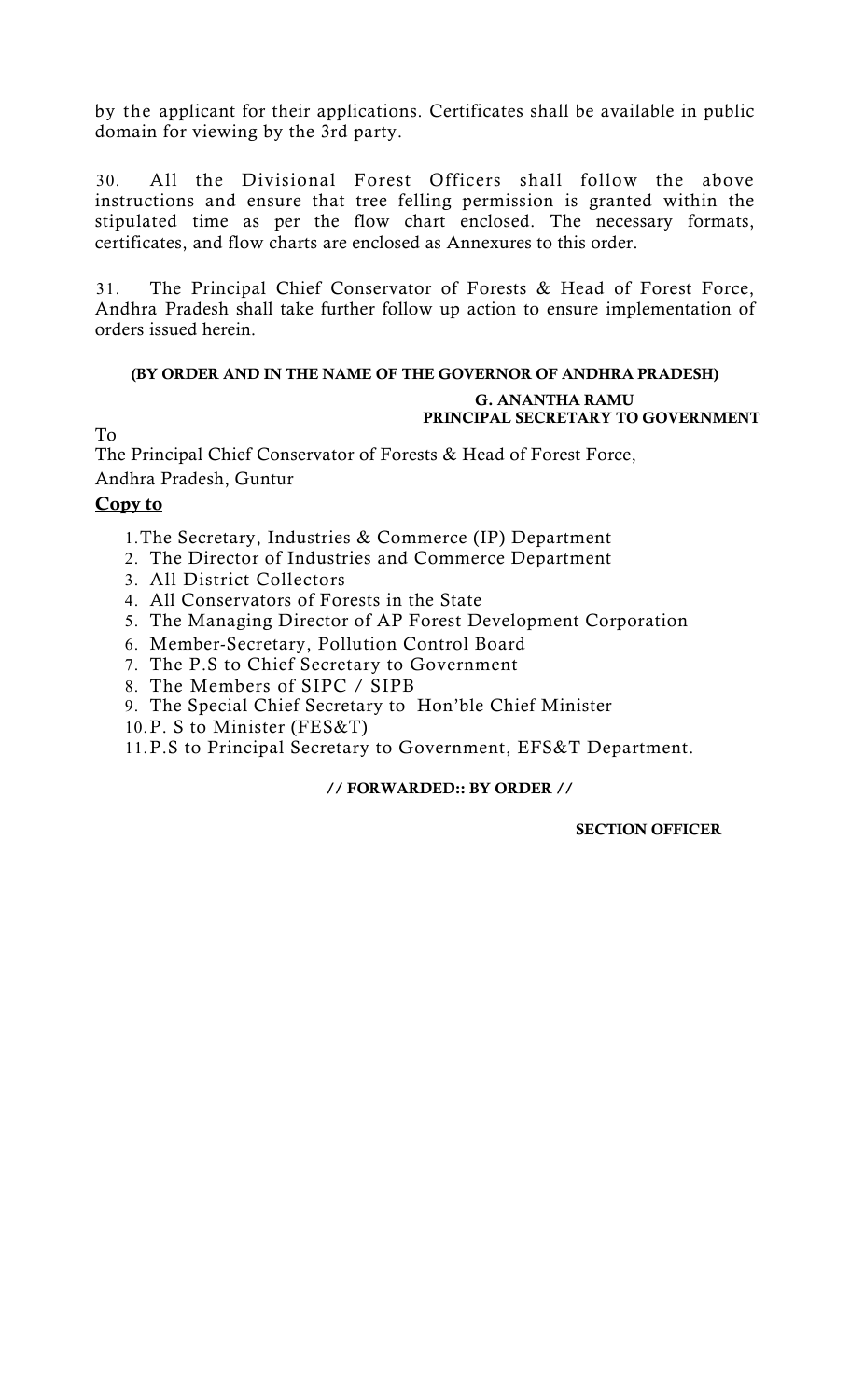by the applicant for their applications. Certificates shall be available in public domain for viewing by the 3rd party.

30. All the Divisional Forest Officers shall follow the above instructions and ensure that tree felling permission is granted within the stipulated time as per the flow chart enclosed. The necessary formats, certificates, and flow charts are enclosed as Annexures to this order.

31. The Principal Chief Conservator of Forests & Head of Forest Force, Andhra Pradesh shall take further follow up action to ensure implementation of orders issued herein.

**(BY ORDER AND IN THE NAME OF THE GOVERNOR OF ANDHRA PRADESH)**

**G. ANANTHA RAMU**
**PRINCIPAL SECRETARY TO GOVERNMENT**

To
The Principal Chief Conservator of Forests & Head of Forest Force,
Andhra Pradesh, Guntur

**Copy to**

1. The Secretary, Industries & Commerce (IP) Department
2. The Director of Industries and Commerce Department
3. All District Collectors
4. All Conservators of Forests in the State
5. The Managing Director of AP Forest Development Corporation
6. Member-Secretary, Pollution Control Board
7. The P.S to Chief Secretary to Government
8. The Members of SIPC / SIPB
9. The Special Chief Secretary to Hon'ble Chief Minister
10. P. S to Minister (FES&T)
11. P.S to Principal Secretary to Government, EFS&T Department.

**// FORWARDED:: BY ORDER //**

**SECTION OFFICER**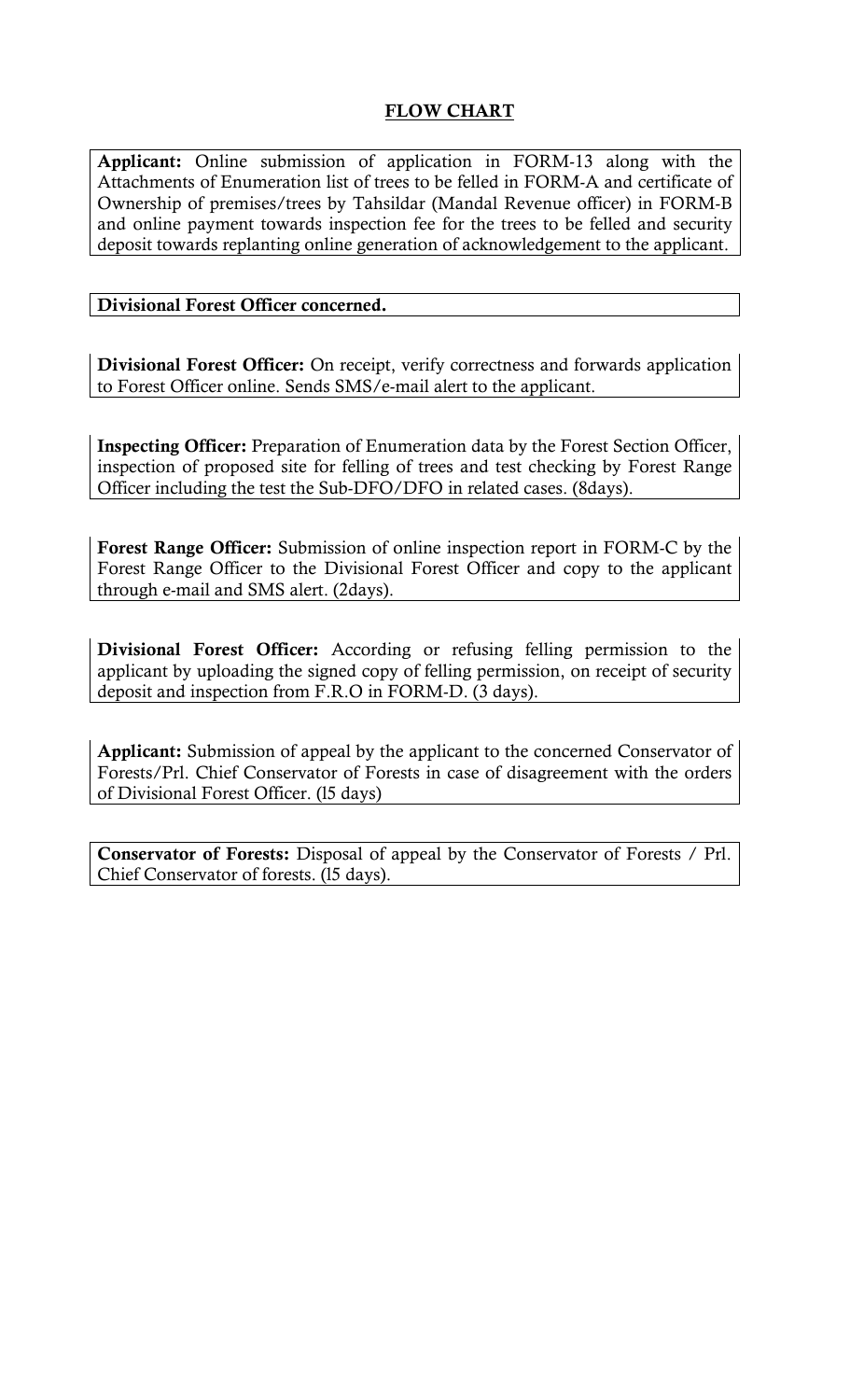## FLOW CHART

**Applicant:** Online submission of application in FORM-13 along with the Attachments of Enumeration list of trees to be felled in FORM-A and certificate of Ownership of premises/trees by Tahsildar (Mandal Revenue officer) in FORM-B and online payment towards inspection fee for the trees to be felled and security deposit towards replanting online generation of acknowledgement to the applicant.

**Divisional Forest Officer concerned.**

**Divisional Forest Officer:** On receipt, verify correctness and forwards application to Forest Officer online. Sends SMS/e-mail alert to the applicant.

**Inspecting Officer:** Preparation of Enumeration data by the Forest Section Officer, inspection of proposed site for felling of trees and test checking by Forest Range Officer including the test the Sub-DFO/DFO in related cases. (8days).

**Forest Range Officer:** Submission of online inspection report in FORM-C by the Forest Range Officer to the Divisional Forest Officer and copy to the applicant through e-mail and SMS alert. (2days).

**Divisional Forest Officer:** According or refusing felling permission to the applicant by uploading the signed copy of felling permission, on receipt of security deposit and inspection from F.R.O in FORM-D. (3 days).

**Applicant:** Submission of appeal by the applicant to the concerned Conservator of Forests/Prl. Chief Conservator of Forests in case of disagreement with the orders of Divisional Forest Officer. (l5 days)

**Conservator of Forests:** Disposal of appeal by the Conservator of Forests / Prl. Chief Conservator of forests. (l5 days).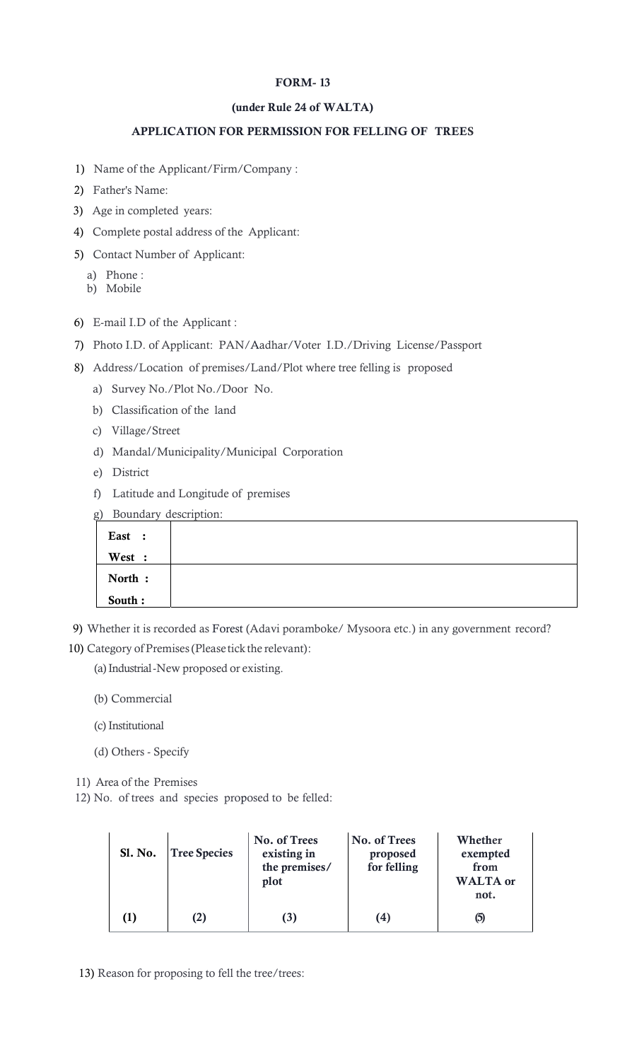**FORM- 13**

**(under Rule 24 of WALTA)**

**APPLICATION FOR PERMISSION FOR FELLING OF TREES**

1) Name of the Applicant/Firm/Company :
2) Father's Name:
3) Age in completed years:
4) Complete postal address of the Applicant:
5) Contact Number of Applicant:
   a) Phone :
   b) Mobile
6) E-mail I.D of the Applicant :
7) Photo I.D. of Applicant: PAN/Aadhar/Voter I.D./Driving License/Passport
8) Address/Location of premises/Land/Plot where tree felling is proposed
   a) Survey No./Plot No./Door No.
   b) Classification of the land
   c) Village/Street
   d) Mandal/Municipality/Municipal Corporation
   e) District
   f) Latitude and Longitude of premises
   g) Boundary description:

| | |
|---|---|
| **East :** | |
| **West :** | |
| **North :** | |
| **South :** | |

9) Whether it is recorded as Forest (Adavi poramboke/ Mysoora etc.) in any government record?
10) Category of Premises (Please tick the relevant):
   (a) Industrial -New proposed or existing.
   (b) Commercial
   (c) Institutional
   (d) Others - Specify
11) Area of the Premises
12) No. of trees and species proposed to be felled:

| Sl. No. | Tree Species | No. of Trees existing in the premises/ plot | No. of Trees proposed for felling | Whether exempted from WALTA or not. |
|---|---|---|---|---|
| (1) | (2) | (3) | (4) | (5) |

13) Reason for proposing to fell the tree/trees: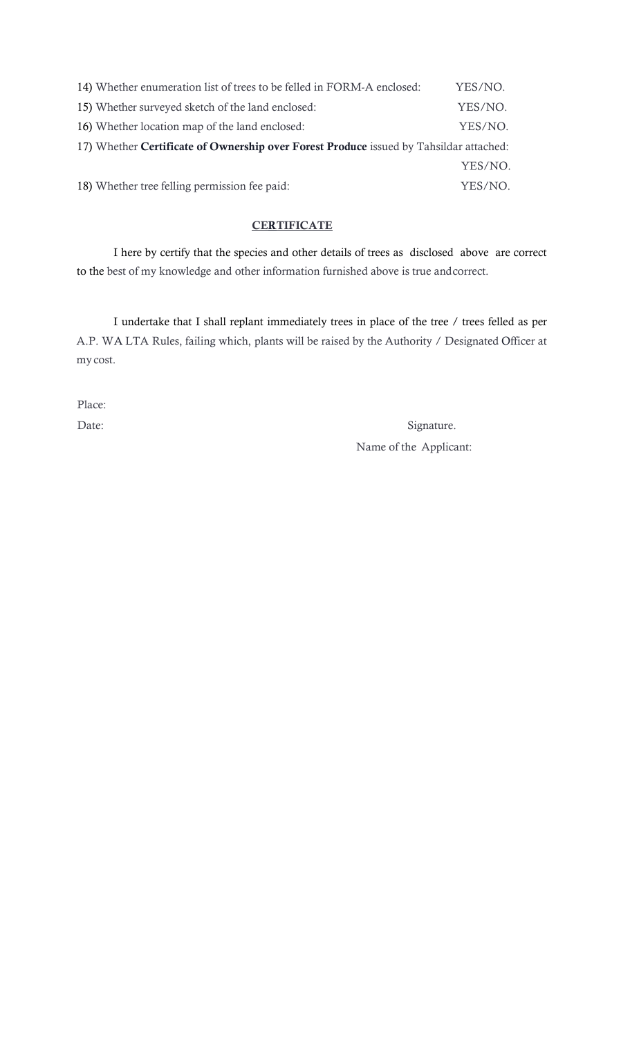14) Whether enumeration list of trees to be felled in FORM-A enclosed: YES/NO.

15) Whether surveyed sketch of the land enclosed: YES/NO.

16) Whether location map of the land enclosed: YES/NO.

17) Whether **Certificate of Ownership over Forest Produce** issued by Tahsildar attached: YES/NO.

18) Whether tree felling permission fee paid: YES/NO.

## CERTIFICATE

I here by certify that the species and other details of trees as disclosed above are correct to the best of my knowledge and other information furnished above is true andcorrect.

I undertake that I shall replant immediately trees in place of the tree / trees felled as per A.P. WA LTA Rules, failing which, plants will be raised by the Authority / Designated Officer at my cost.

Place:

Date:

Signature.

Name of the Applicant: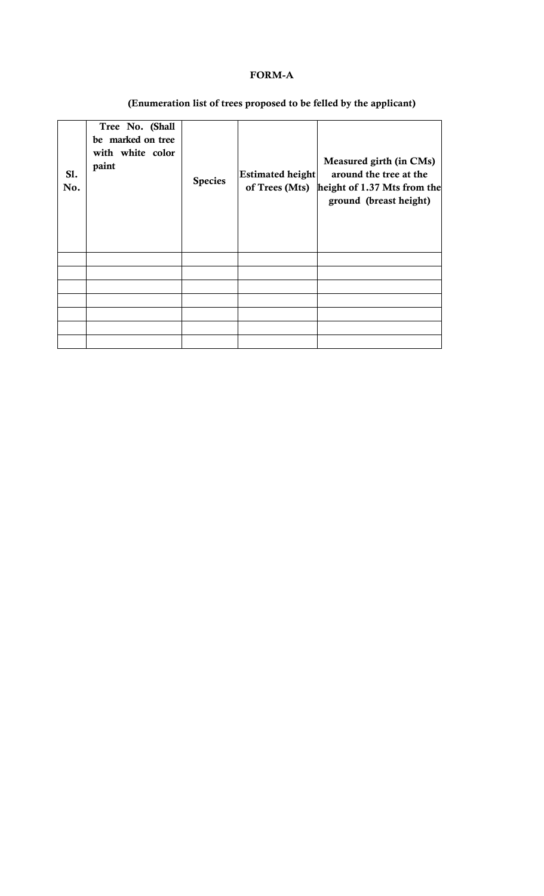**FORM-A**

**(Enumeration list of trees proposed to be felled by the applicant)**

| Sl. No. | Tree No. (Shall be marked on tree with white color paint | Species | Estimated height of Trees (Mts) | Measured girth (in CMs) around the tree at the height of 1.37 Mts from the ground (breast height) |
|---|---|---|---|---|
| | | | | |
| | | | | |
| | | | | |
| | | | | |
| | | | | |
| | | | | |
| | | | | |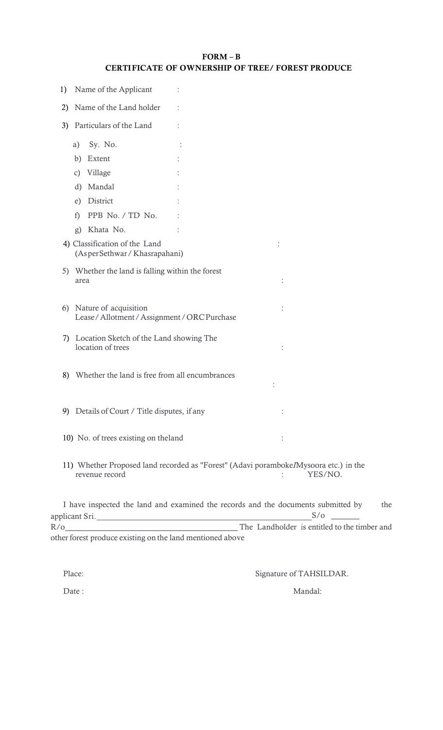**FORM – B**

**CERTIFICATE OF OWNERSHIP OF TREE/ FOREST PRODUCE**

1) Name of the Applicant :
2) Name of the Land holder :
3) Particulars of the Land :
   a) Sy. No. :
   b) Extent :
   c) Village :
   d) Mandal :
   e) District :
   f) PPB No. / TD No. :
   g) Khata No. :
4) Classification of the Land (As per Sethwar / Khasrapahani) :
5) Whether the land is falling within the forest area :
6) Nature of acquisition Lease / Allotment / Assignment / ORC Purchase :
7) Location Sketch of the Land showing The location of trees :
8) Whether the land is free from all encumbrances :
9) Details of Court / Title disputes, if any :
10) No. of trees existing on the land :
11) Whether Proposed land recorded as "Forest" (Adavi poramboke/Mysoora etc.) in the revenue record : YES/NO.

I have inspected the land and examined the records and the documents submitted by the applicant Sri.\_\_\_\_\_\_\_\_\_\_\_\_\_\_\_\_\_\_\_\_\_\_\_\_\_\_\_\_\_\_ S/o \_\_\_\_\_\_ R/o\_\_\_\_\_\_\_\_\_\_\_\_\_\_\_\_\_\_\_\_\_\_\_\_\_\_ The Landholder is entitled to the timber and other forest produce existing on the land mentioned above

Place: Signature of TAHSILDAR.

Date : Mandal: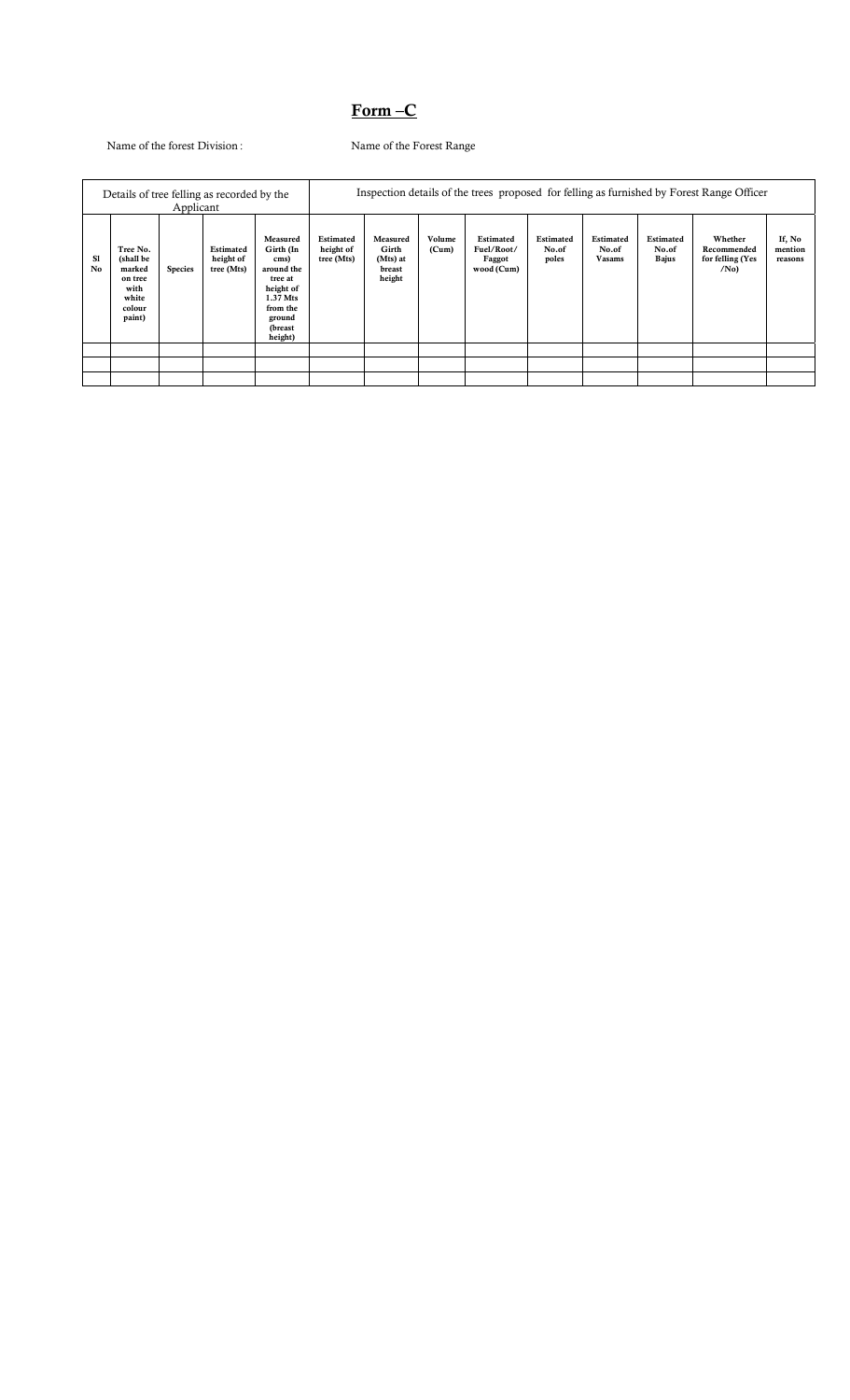## Form –C

Name of the forest Division : Name of the Forest Range

| Details of tree felling as recorded by the Applicant | | | | | Inspection details of the trees proposed for felling as furnished by Forest Range Officer | | | | | | | | |
|---|---|---|---|---|---|---|---|---|---|---|---|---|---|
| **Sl No** | **Tree No. (shall be marked on tree with white colour paint)** | **Species** | **Estimated height of tree (Mts)** | **Measured Girth (In cms) around the tree at height of 1.37 Mts from the ground (breast height)** | **Estimated height of tree (Mts)** | **Measured Girth (Mts) at breast height** | **Volume (Cum)** | **Estimated Fuel/Root/ Faggot wood (Cum)** | **Estimated No.of poles** | **Estimated No.of Vasams** | **Estimated No.of Bajus** | **Whether Recommended for felling (Yes /No)** | **If, No mention reasons** |
| | | | | | | | | | | | | | |
| | | | | | | | | | | | | | |
| | | | | | | | | | | | | | |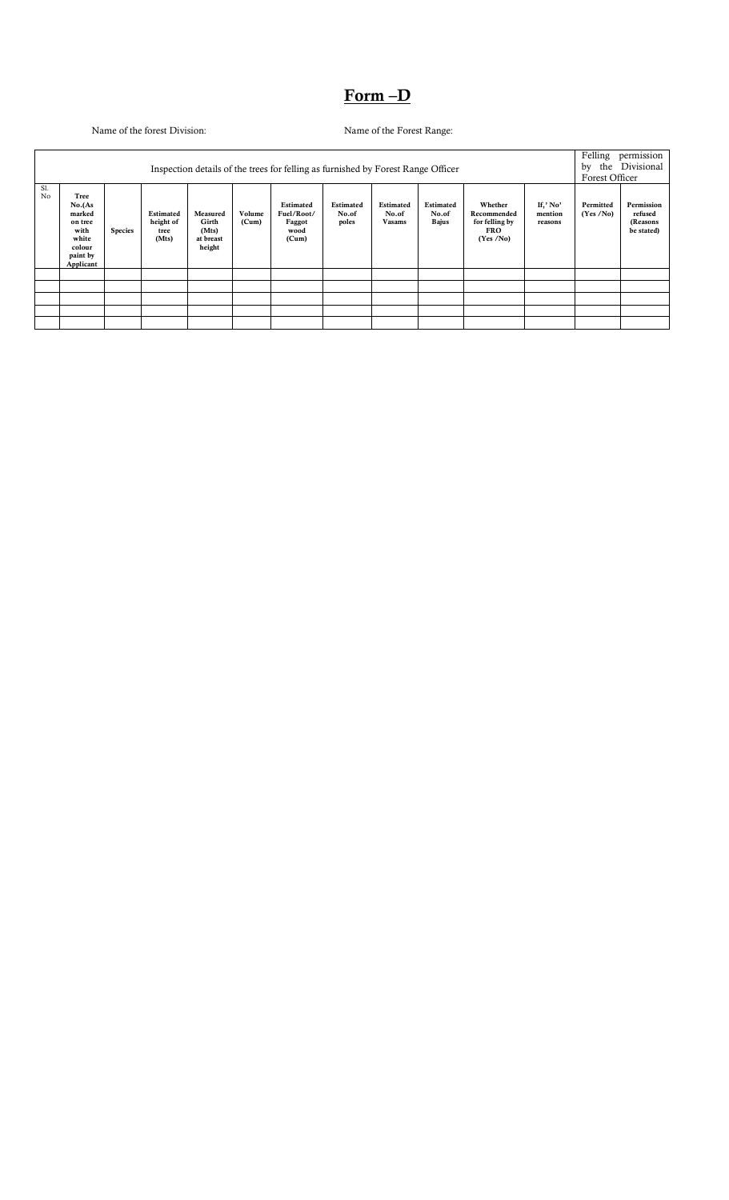# Form –D

Name of the forest Division: Name of the Forest Range:

| Inspection details of the trees for felling as furnished by Forest Range Officer | | | | | | | | | | | | Felling permission by the Divisional Forest Officer | |
|---|---|---|---|---|---|---|---|---|---|---|---|---|---|
| Sl. No | Tree No.(As marked on tree with white colour paint by Applicant | Species | Estimated height of tree (Mts) | Measured Girth (Mts) at breast height | Volume (Cum) | Estimated Fuel/Root/ Faggot wood (Cum) | Estimated No.of poles | Estimated No.of Vasams | Estimated No.of Bajus | Whether Recommended for felling by FRO (Yes /No) | If,' No' mention reasons | Permitted (Yes /No) | Permission refused (Reasons be stated) |
| | | | | | | | | | | | | | |
| | | | | | | | | | | | | | |
| | | | | | | | | | | | | | |
| | | | | | | | | | | | | | |
| | | | | | | | | | | | | | |